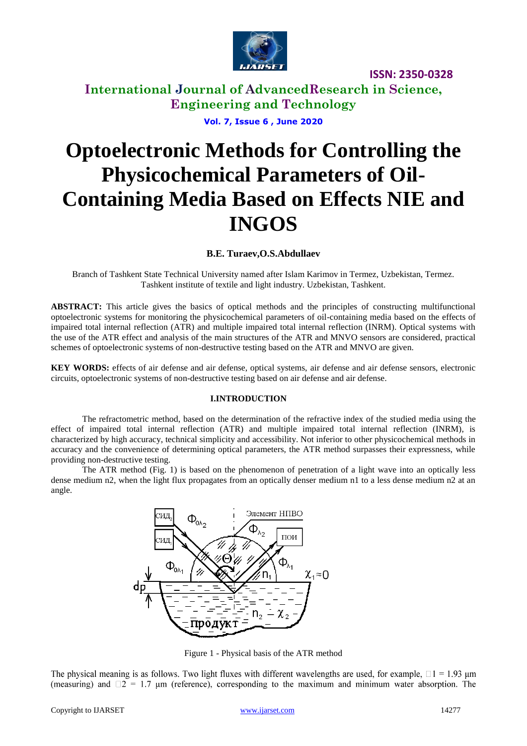# Optoelectronic Methods for Controlling the Physicochemical Parameters of Oil-Containing Media Based on Effects NIE and INGOS

**B.E. Turaev, O.S.Abdullaev**

Branch of Tashkent State Technical University named after Islam Karimov in Termez, Uzbekistan, Termez.
Tashkent institute of textile and light industry. Uzbekistan, Tashkent.

**ABSTRACT:** This article gives the basics of optical methods and the principles of constructing multifunctional optoelectronic systems for monitoring the physicochemical parameters of oil-containing media based on the effects of impaired total internal reflection (ATR) and multiple impaired total internal reflection (INRM). Optical systems with the use of the ATR effect and analysis of the main structures of the ATR and MNVO sensors are considered, practical schemes of optoelectronic systems of non-destructive testing based on the ATR and MNVO are given.

**KEY WORDS:** effects of air defense and air defense, optical systems, air defense and air defense sensors, electronic circuits, optoelectronic systems of non-destructive testing based on air defense and air defense.

## I.INTRODUCTION

The refractometric method, based on the determination of the refractive index of the studied media using the effect of impaired total internal reflection (ATR) and multiple impaired total internal reflection (INRM), is characterized by high accuracy, technical simplicity and accessibility. Not inferior to other physicochemical methods in accuracy and the convenience of determining optical parameters, the ATR method surpasses their expressness, while providing non-destructive testing.

The ATR method (Fig. 1) is based on the phenomenon of penetration of a light wave into an optically less dense medium n2, when the light flux propagates from an optically denser medium n1 to a less dense medium n2 at an angle.

Figure 1 - Physical basis of the ATR method

The physical meaning is as follows. Two light fluxes with different wavelengths are used, for example, $\lambda_1$ = 1.93 μm (measuring) and $\lambda_2$ = 1.7 μm (reference), corresponding to the maximum and minimum water absorption. The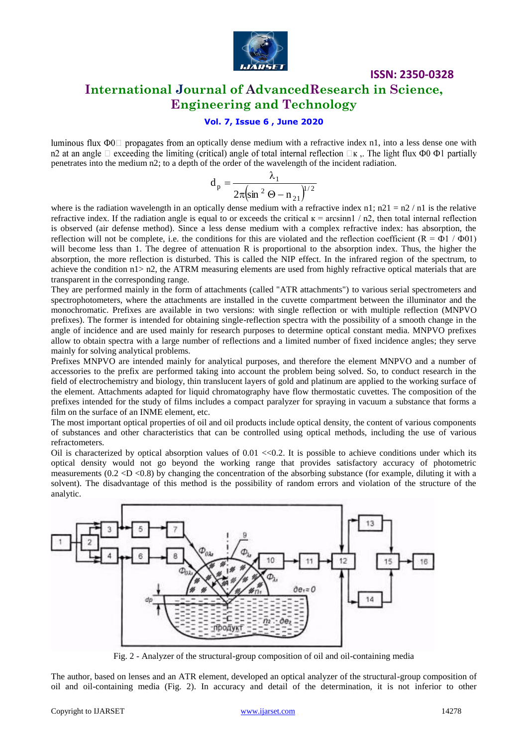luminous flux Φ0 propagates from an optically dense medium with a refractive index n1, into a less dense one with n2 at an angle  exceeding the limiting (critical) angle of total internal reflection κ ,. The light flux Φ0 Φ1 partially penetrates into the medium n2; to a depth of the order of the wavelength of the incident radiation.

$$d_p = \frac{\lambda_1}{2\pi\left(\sin^2 \Theta - n_{21}\right)^{1/2}}$$

where is the radiation wavelength in an optically dense medium with a refractive index n1; n21 = n2 / n1 is the relative refractive index. If the radiation angle is equal to or exceeds the critical κ = arcsinn1 / n2, then total internal reflection is observed (air defense method). Since a less dense medium with a complex refractive index: has absorption, the reflection will not be complete, i.e. the conditions for this are violated and the reflection coefficient (R = Φ1 / Φ01) will become less than 1. The degree of attenuation R is proportional to the absorption index. Thus, the higher the absorption, the more reflection is disturbed. This is called the NIP effect. In the infrared region of the spectrum, to achieve the condition n1> n2, the ATRM measuring elements are used from highly refractive optical materials that are transparent in the corresponding range.

They are performed mainly in the form of attachments (called "ATR attachments") to various serial spectrometers and spectrophotometers, where the attachments are installed in the cuvette compartment between the illuminator and the monochromatic. Prefixes are available in two versions: with single reflection or with multiple reflection (MNPVO prefixes). The former is intended for obtaining single-reflection spectra with the possibility of a smooth change in the angle of incidence and are used mainly for research purposes to determine optical constant media. MNPVO prefixes allow to obtain spectra with a large number of reflections and a limited number of fixed incidence angles; they serve mainly for solving analytical problems.

Prefixes MNPVO are intended mainly for analytical purposes, and therefore the element MNPVO and a number of accessories to the prefix are performed taking into account the problem being solved. So, to conduct research in the field of electrochemistry and biology, thin translucent layers of gold and platinum are applied to the working surface of the element. Attachments adapted for liquid chromatography have flow thermostatic cuvettes. The composition of the prefixes intended for the study of films includes a compact paralyzer for spraying in vacuum a substance that forms a film on the surface of an INME element, etc.

The most important optical properties of oil and oil products include optical density, the content of various components of substances and other characteristics that can be controlled using optical methods, including the use of various refractometers.

Oil is characterized by optical absorption values of 0.01 <<0.2. It is possible to achieve conditions under which its optical density would not go beyond the working range that provides satisfactory accuracy of photometric measurements (0.2 <D <0.8) by changing the concentration of the absorbing substance (for example, diluting it with a solvent). The disadvantage of this method is the possibility of random errors and violation of the structure of the analytic.

Fig. 2 - Analyzer of the structural-group composition of oil and oil-containing media

The author, based on lenses and an ATR element, developed an optical analyzer of the structural-group composition of oil and oil-containing media (Fig. 2). In accuracy and detail of the determination, it is not inferior to other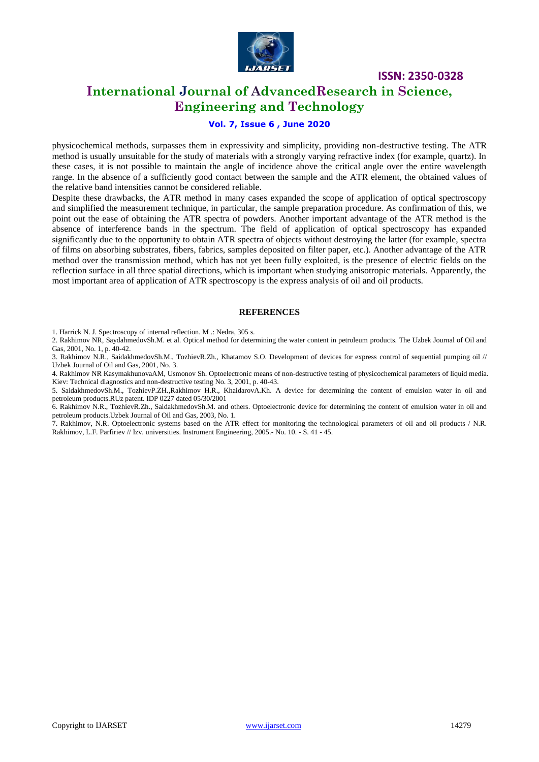physicochemical methods, surpasses them in expressivity and simplicity, providing non-destructive testing. The ATR method is usually unsuitable for the study of materials with a strongly varying refractive index (for example, quartz). In these cases, it is not possible to maintain the angle of incidence above the critical angle over the entire wavelength range. In the absence of a sufficiently good contact between the sample and the ATR element, the obtained values of the relative band intensities cannot be considered reliable.

Despite these drawbacks, the ATR method in many cases expanded the scope of application of optical spectroscopy and simplified the measurement technique, in particular, the sample preparation procedure. As confirmation of this, we point out the ease of obtaining the ATR spectra of powders. Another important advantage of the ATR method is the absence of interference bands in the spectrum. The field of application of optical spectroscopy has expanded significantly due to the opportunity to obtain ATR spectra of objects without destroying the latter (for example, spectra of films on absorbing substrates, fibers, fabrics, samples deposited on filter paper, etc.). Another advantage of the ATR method over the transmission method, which has not yet been fully exploited, is the presence of electric fields on the reflection surface in all three spatial directions, which is important when studying anisotropic materials. Apparently, the most important area of application of ATR spectroscopy is the express analysis of oil and oil products.

## REFERENCES

1. Harrick N. J. Spectroscopy of internal reflection. M .: Nedra, 305 s.
2. Rakhimov NR, SaydahmedovSh.M. et al. Optical method for determining the water content in petroleum products. The Uzbek Journal of Oil and Gas, 2001, No. 1, p. 40-42.
3. Rakhimov N.R., SaidakhmedovSh.M., TozhievR.Zh., Khatamov S.O. Development of devices for express control of sequential pumping oil // Uzbek Journal of Oil and Gas, 2001, No. 3.
4. Rakhimov NR KasymakhunovaAM, Usmonov Sh. Optoelectronic means of non-destructive testing of physicochemical parameters of liquid media. Kiev: Technical diagnostics and non-destructive testing No. 3, 2001, p. 40-43.
5. SaidakhmedovSh.M., TozhievP.ZH.,Rakhimov H.R., KhaidarovA.Kh. A device for determining the content of emulsion water in oil and petroleum products.RUz patent. IDP 0227 dated 05/30/2001
6. Rakhimov N.R., TozhievR.Zh., SaidakhmedovSh.M. and others. Optoelectronic device for determining the content of emulsion water in oil and petroleum products.Uzbek Journal of Oil and Gas, 2003, No. 1.
7. Rakhimov, N.R. Optoelectronic systems based on the ATR effect for monitoring the technological parameters of oil and oil products / N.R. Rakhimov, L.F. Parfiriev // Izv. universities. Instrument Engineering, 2005.- No. 10. - S. 41 - 45.